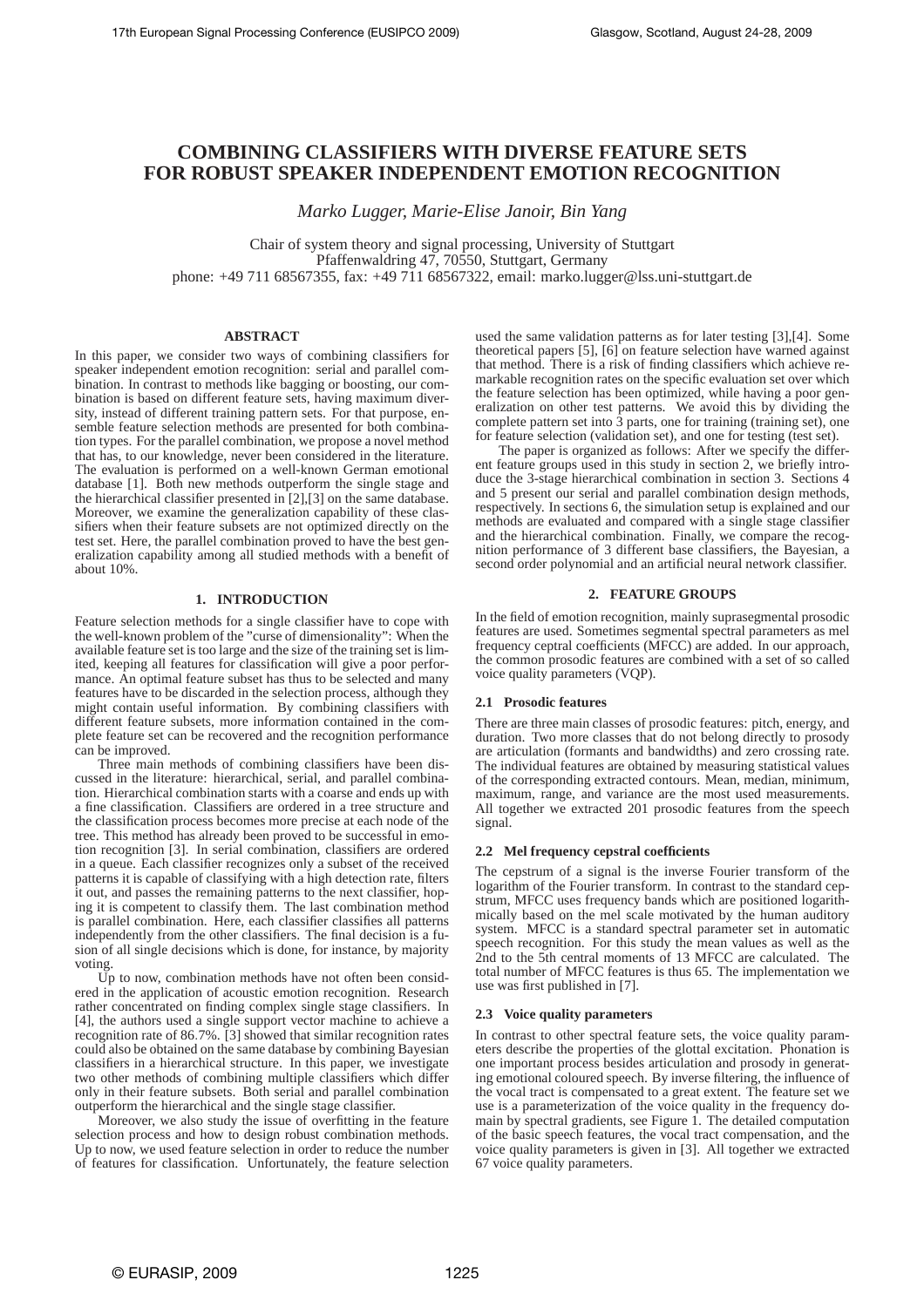# COMBINING CLASSIFIERS WITH DIVERSE FEATURE SETS FOR ROBUST SPEAKER INDEPENDENT EMOTION RECOGNITION

*Marko Lugger, Marie-Elise Janoir, Bin Yang*

Chair of system theory and signal processing, University of Stuttgart
Pfaffenwaldring 47, 70550, Stuttgart, Germany
phone: +49 711 68567355, fax: +49 711 68567322, email: marko.lugger@lss.uni-stuttgart.de

## ABSTRACT

In this paper, we consider two ways of combining classifiers for speaker independent emotion recognition: serial and parallel combination. In contrast to methods like bagging or boosting, our combination is based on different feature sets, having maximum diversity, instead of different training pattern sets. For that purpose, ensemble feature selection methods are presented for both combination types. For the parallel combination, we propose a novel method that has, to our knowledge, never been considered in the literature. The evaluation is performed on a well-known German emotional database [1]. Both new methods outperform the single stage and the hierarchical classifier presented in [2],[3] on the same database. Moreover, we examine the generalization capability of these classifiers when their feature subsets are not optimized directly on the test set. Here, the parallel combination proved to have the best generalization capability among all studied methods with a benefit of about 10%.

## 1. INTRODUCTION

Feature selection methods for a single classifier have to cope with the well-known problem of the "curse of dimensionality": When the available feature set is too large and the size of the training set is limited, keeping all features for classification will give a poor performance. An optimal feature subset has thus to be selected and many features have to be discarded in the selection process, although they might contain useful information. By combining classifiers with different feature subsets, more information contained in the complete feature set can be recovered and the recognition performance can be improved.

Three main methods of combining classifiers have been discussed in the literature: hierarchical, serial, and parallel combination. Hierarchical combination starts with a coarse and ends up with a fine classification. Classifiers are ordered in a tree structure and the classification process becomes more precise at each node of the tree. This method has already been proved to be successful in emotion recognition [3]. In serial combination, classifiers are ordered in a queue. Each classifier recognizes only a subset of the received patterns it is capable of classifying with a high detection rate, filters it out, and passes the remaining patterns to the next classifier, hoping it is competent to classify them. The last combination method is parallel combination. Here, each classifier classifies all patterns independently from the other classifiers. The final decision is a fusion of all single decisions which is done, for instance, by majority voting.

Up to now, combination methods have not often been considered in the application of acoustic emotion recognition. Research rather concentrated on finding complex single stage classifiers. In [4], the authors used a single support vector machine to achieve a recognition rate of 86.7%. [3] showed that similar recognition rates could also be obtained on the same database by combining Bayesian classifiers in a hierarchical structure. In this paper, we investigate two other methods of combining multiple classifiers which differ only in their feature subsets. Both serial and parallel combination outperform the hierarchical and the single stage classifier.

Moreover, we also study the issue of overfitting in the feature selection process and how to design robust combination methods. Up to now, we used feature selection in order to reduce the number of features for classification. Unfortunately, the feature selection used the same validation patterns as for later testing [3],[4]. Some theoretical papers [5], [6] on feature selection have warned against that method. There is a risk of finding classifiers which achieve remarkable recognition rates on the specific evaluation set over which the feature selection has been optimized, while having a poor generalization on other test patterns. We avoid this by dividing the complete pattern set into 3 parts, one for training (training set), one for feature selection (validation set), and one for testing (test set).

The paper is organized as follows: After we specify the different feature groups used in this study in section 2, we briefly introduce the 3-stage hierarchical combination in section 3. Sections 4 and 5 present our serial and parallel combination design methods, respectively. In sections 6, the simulation setup is explained and our methods are evaluated and compared with a single stage classifier and the hierarchical combination. Finally, we compare the recognition performance of 3 different base classifiers, the Bayesian, a second order polynomial and an artificial neural network classifier.

## 2. FEATURE GROUPS

In the field of emotion recognition, mainly suprasegmental prosodic features are used. Sometimes segmental spectral parameters as mel frequency ceptral coefficients (MFCC) are added. In our approach, the common prosodic features are combined with a set of so called voice quality parameters (VQP).

### 2.1 Prosodic features

There are three main classes of prosodic features: pitch, energy, and duration. Two more classes that do not belong directly to prosody are articulation (formants and bandwidths) and zero crossing rate. The individual features are obtained by measuring statistical values of the corresponding extracted contours. Mean, median, minimum, maximum, range, and variance are the most used measurements. All together we extracted 201 prosodic features from the speech signal.

### 2.2 Mel frequency cepstral coefficients

The cepstrum of a signal is the inverse Fourier transform of the logarithm of the Fourier transform. In contrast to the standard cepstrum, MFCC uses frequency bands which are positioned logarithmically based on the mel scale motivated by the human auditory system. MFCC is a standard spectral parameter set in automatic speech recognition. For this study the mean values as well as the 2nd to the 5th central moments of 13 MFCC are calculated. The total number of MFCC features is thus 65. The implementation we use was first published in [7].

### 2.3 Voice quality parameters

In contrast to other spectral feature sets, the voice quality parameters describe the properties of the glottal excitation. Phonation is one important process besides articulation and prosody in generating emotional coloured speech. By inverse filtering, the influence of the vocal tract is compensated to a great extent. The feature set we use is a parameterization of the voice quality in the frequency domain by spectral gradients, see Figure 1. The detailed computation of the basic speech features, the vocal tract compensation, and the voice quality parameters is given in [3]. All together we extracted 67 voice quality parameters.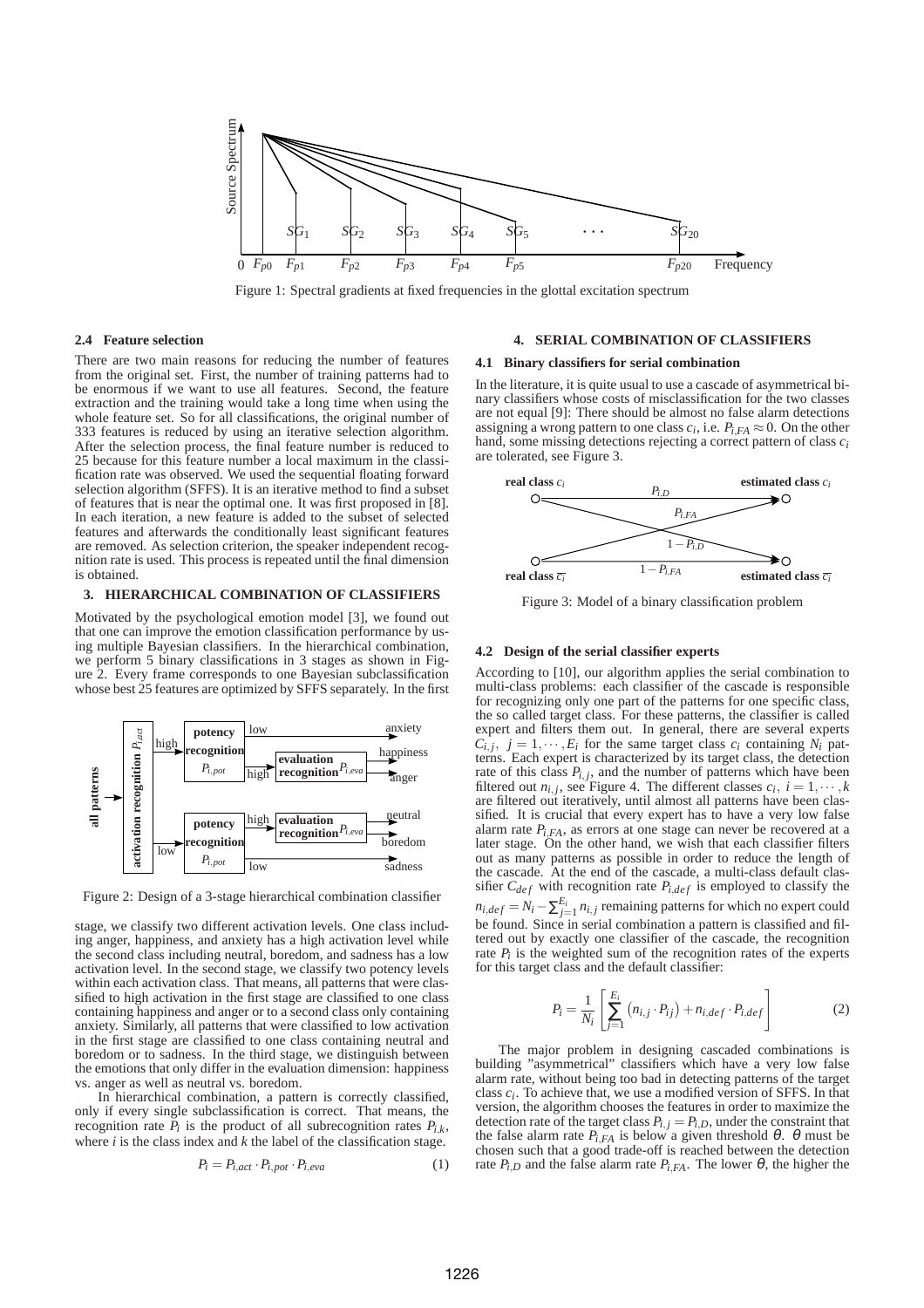Source Spectrum

$SG_1$ $SG_2$ $SG_3$ $SG_4$ $SG_5$ ... $SG_{20}$

0 $F_{p0}$ $F_{p1}$ $F_{p2}$ $F_{p3}$ $F_{p4}$ $F_{p5}$ $F_{p20}$ Frequency

Figure 1: Spectral gradients at fixed frequencies in the glottal excitation spectrum

### 2.4 Feature selection

There are two main reasons for reducing the number of features from the original set. First, the number of training patterns had to be enormous if we want to use all features. Second, the feature extraction and the training would take a long time when using the whole feature set. So for all classifications, the original number of 333 features is reduced by using an iterative selection algorithm. After the selection process, the final feature number is reduced to 25 because for this feature number a local maximum in the classification rate was observed. We used the sequential floating forward selection algorithm (SFFS). It is an iterative method to find a subset of features that is near the optimal one. It was first proposed in [8]. In each iteration, a new feature is added to the subset of selected features and afterwards the conditionally least significant features are removed. As selection criterion, the speaker independent recognition rate is used. This process is repeated until the final dimension is obtained.

## 3. HIERARCHICAL COMBINATION OF CLASSIFIERS

Motivated by the psychological emotion model [3], we found out that one can improve the emotion classification performance by using multiple Bayesian classifiers. In the hierarchical combination, we perform 5 binary classifications in 3 stages as shown in Figure 2. Every frame corresponds to one Bayesian subclassification whose best 25 features are optimized by SFFS separately. In the first stage, we classify two different activation levels. One class including anger, happiness, and anxiety has a high activation level while the second class including neutral, boredom, and sadness has a low activation level. In the second stage, we classify two potency levels within each activation class. That means, all patterns that were classified to high activation in the first stage are classified to one class containing happiness and anger or to a second class only containing anxiety. Similarly, all patterns that were classified to low activation in the first stage are classified to one class containing neutral and boredom or to sadness. In the third stage, we distinguish between the emotions that only differ in the evaluation dimension: happiness vs. anger as well as neutral vs. boredom.

all patterns — activation recognition $P_{i,act}$ — high → potency recognition $P_{i,pot}$ — low → anxiety; high → evaluation recognition $P_{i,eva}$ → happiness, anger
low → potency recognition $P_{i,pot}$ — high → evaluation recognition $P_{i,eva}$ → neutral, boredom; low → sadness

Figure 2: Design of a 3-stage hierarchical combination classifier

In hierarchical combination, a pattern is correctly classified, only if every single subclassification is correct. That means, the recognition rate $P_i$ is the product of all subrecognition rates $P_{i,k}$, where $i$ is the class index and $k$ the label of the classification stage.

$$P_i = P_{i,act} \cdot P_{i,pot} \cdot P_{i,eva} \tag{1}$$

## 4. SERIAL COMBINATION OF CLASSIFIERS

### 4.1 Binary classifiers for serial combination

In the literature, it is quite usual to use a cascade of asymmetrical binary classifiers whose costs of misclassification for the two classes are not equal [9]: There should be almost no false alarm detections assigning a wrong pattern to one class $c_i$, i.e. $P_{i,FA} \approx 0$. On the other hand, some missing detections rejecting a correct pattern of class $c_i$ are tolerated, see Figure 3.

real class $c_i$ — $P_{i,D}$ → estimated class $c_i$; $P_{i,FA}$; $1-P_{i,D}$; real class $\overline{c_i}$ — $1-P_{i,FA}$ → estimated class $\overline{c_i}$

Figure 3: Model of a binary classification problem

### 4.2 Design of the serial classifier experts

According to [10], our algorithm applies the serial combination to multi-class problems: each classifier of the cascade is responsible for recognizing only one part of the patterns for one specific class, the so called target class. For these patterns, the classifier is called expert and filters them out. In general, there are several experts $C_{i,j},\ j = 1,\cdots,E_i$ for the same target class $c_i$ containing $N_i$ patterns. Each expert is characterized by its target class, the detection rate of this class $P_{i,j}$, and the number of patterns which have been filtered out $n_{i,j}$, see Figure 4. The different classes $c_i,\ i = 1,\cdots,k$ are filtered out iteratively, until almost all patterns have been classified. It is crucial that every expert has to have a very low false alarm rate $P_{i,FA}$, as errors at one stage can never be recovered at a later stage. On the other hand, we wish that each classifier filters out as many patterns as possible in order to reduce the length of the cascade. At the end of the cascade, a multi-class default classifier $C_{def}$ with recognition rate $P_{i,def}$ is employed to classify the $n_{i,def} = N_i - \sum_{j=1}^{E_i} n_{i,j}$ remaining patterns for which no expert could be found. Since in serial combination a pattern is classified and filtered out by exactly one classifier of the cascade, the recognition rate $P_i$ is the weighted sum of the recognition rates of the experts for this target class and the default classifier:

$$P_i = \frac{1}{N_i}\left[\sum_{j=1}^{E_i}\left(n_{i,j}\cdot P_{ij}\right) + n_{i,def}\cdot P_{i,def}\right] \tag{2}$$

The major problem in designing cascaded combinations is building "asymmetrical" classifiers which have a very low false alarm rate, without being too bad in detecting patterns of the target class $c_i$. To achieve that, we use a modified version of SFFS. In that version, the algorithm chooses the features in order to maximize the detection rate of the target class $P_{i,j} = P_{i,D}$, under the constraint that the false alarm rate $P_{i,FA}$ is below a given threshold $\theta$. $\theta$ must be chosen such that a good trade-off is reached between the detection rate $P_{i,D}$ and the false alarm rate $P_{i,FA}$. The lower $\theta$, the higher the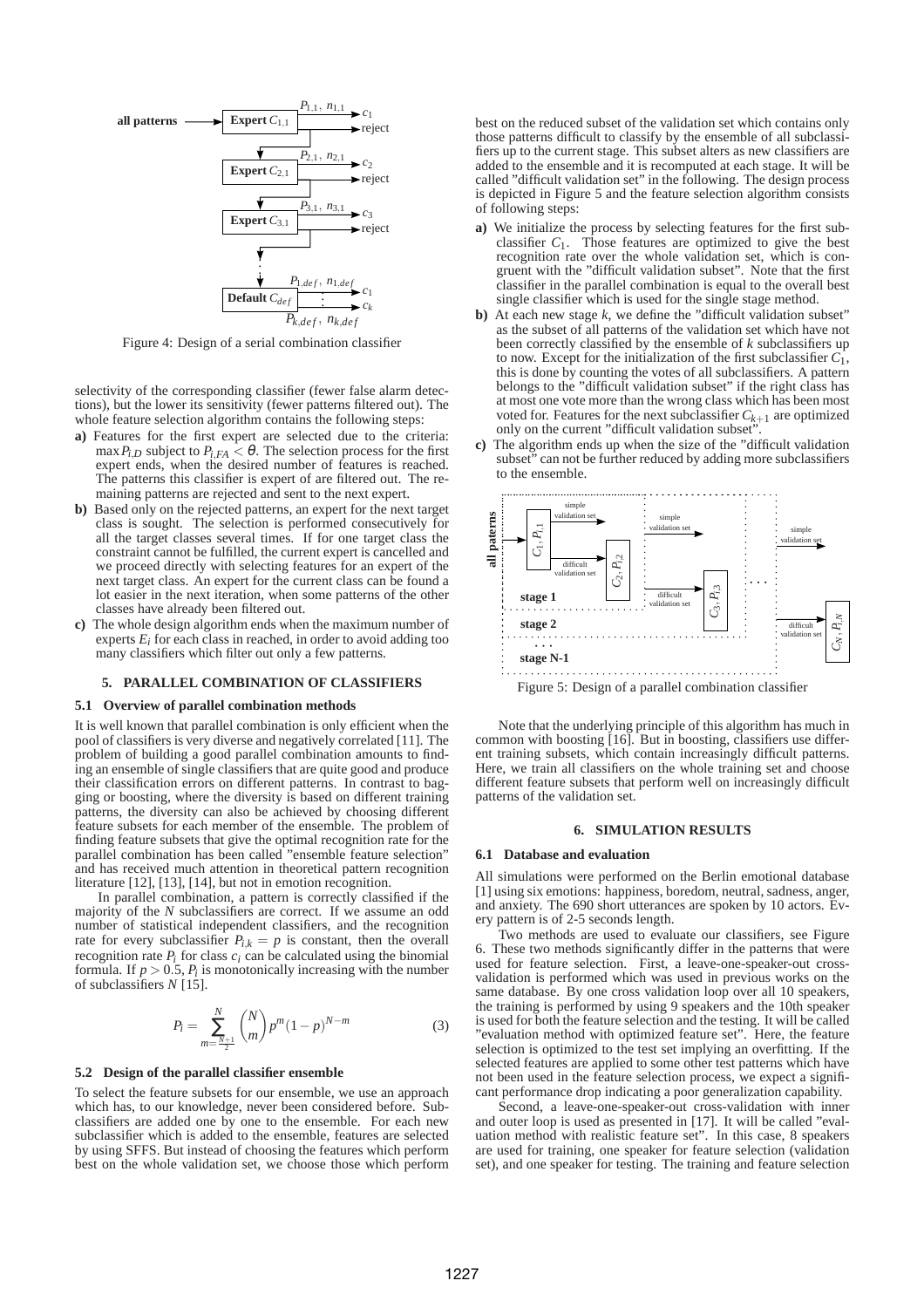all patterns

Expert $C_{1,1}$ — $P_{1,1},\ n_{1,1}$ — $c_1$ — reject

Expert $C_{2,1}$ — $P_{2,1},\ n_{2,1}$ — $c_2$ — reject

Expert $C_{3,1}$ — $P_{3,1},\ n_{3,1}$ — $c_3$ — reject

Default $C_{def}$ — $P_{1,def},\ n_{1,def}$ — $c_1$ — $c_k$ — $P_{k,def},\ n_{k,def}$

Figure 4: Design of a serial combination classifier

selectivity of the corresponding classifier (fewer false alarm detections), but the lower its sensitivity (fewer patterns filtered out). The whole feature selection algorithm contains the following steps:

**a)** Features for the first expert are selected due to the criteria: $\max P_{i,D}$ subject to $P_{i,FA} < \theta$. The selection process for the first expert ends, when the desired number of features is reached. The patterns this classifier is expert of are filtered out. The remaining patterns are rejected and sent to the next expert.

**b)** Based only on the rejected patterns, an expert for the next target class is sought. The selection is performed consecutively for all the target classes several times. If for one target class the constraint cannot be fulfilled, the current expert is cancelled and we proceed directly with selecting features for an expert of the next target class. An expert for the current class can be found a lot easier in the next iteration, when some patterns of the other classes have already been filtered out.

**c)** The whole design algorithm ends when the maximum number of experts $E_i$ for each class in reached, in order to avoid adding too many classifiers which filter out only a few patterns.

## 5. PARALLEL COMBINATION OF CLASSIFIERS

### 5.1 Overview of parallel combination methods

It is well known that parallel combination is only efficient when the pool of classifiers is very diverse and negatively correlated [11]. The problem of building a good parallel combination amounts to finding an ensemble of single classifiers that are quite good and produce their classification errors on different patterns. In contrast to bagging or boosting, where the diversity is based on different training patterns, the diversity can also be achieved by choosing different feature subsets for each member of the ensemble. The problem of finding feature subsets that give the optimal recognition rate for the parallel combination has been called "ensemble feature selection" and has received much attention in theoretical pattern recognition literature [12], [13], [14], but not in emotion recognition.

In parallel combination, a pattern is correctly classified if the majority of the $N$ subclassifiers are correct. If we assume an odd number of statistical independent classifiers, and the recognition rate for every subclassifier $P_{i,k} = p$ is constant, then the overall recognition rate $P_i$ for class $c_i$ can be calculated using the binomial formula. If $p > 0.5$, $P_i$ is monotonically increasing with the number of subclassifiers $N$ [15].

$$P_i = \sum_{m=\frac{N+1}{2}}^{N} \binom{N}{m} p^m (1-p)^{N-m} \tag{3}$$

### 5.2 Design of the parallel classifier ensemble

To select the feature subsets for our ensemble, we use an approach which has, to our knowledge, never been considered before. Subclassifiers are added one by one to the ensemble. For each new subclassifier which is added to the ensemble, features are selected by using SFFS. But instead of choosing the features which perform best on the whole validation set, we choose those which perform best on the reduced subset of the validation set which contains only those patterns difficult to classify by the ensemble of all subclassifiers up to the current stage. This subset alters as new classifiers are added to the ensemble and it is recomputed at each stage. It will be called "difficult validation set" in the following. The design process is depicted in Figure 5 and the feature selection algorithm consists of following steps:

**a)** We initialize the process by selecting features for the first subclassifier $C_1$. Those features are optimized to give the best recognition rate over the whole validation set, which is congruent with the "difficult validation subset". Note that the first classifier in the parallel combination is equal to the overall best single classifier which is used for the single stage method.

**b)** At each new stage $k$, we define the "difficult validation subset" as the subset of all patterns of the validation set which have not been correctly classified by the ensemble of $k$ subclassifiers up to now. Except for the initialization of the first subclassifier $C_1$, this is done by counting the votes of all subclassifiers. A pattern belongs to the "difficult validation subset" if the right class has at most one vote more than the wrong class which has been most voted for. Features for the next subclassifier $C_{k+1}$ are optimized only on the current "difficult validation subset".

**c)** The algorithm ends up when the size of the "difficult validation subset" can not be further reduced by adding more subclassifiers to the ensemble.

all patterns

$C_1, P_{i,1}$ — simple validation set — difficult validation set

$C_2, P_{i,2}$ — simple validation set — difficult validation set

$C_3, P_{i,3}$ — simple validation set — difficult validation set

$C_N, P_{i,N}$

stage 1

stage 2

stage N-1

Figure 5: Design of a parallel combination classifier

Note that the underlying principle of this algorithm has much in common with boosting [16]. But in boosting, classifiers use different training subsets, which contain increasingly difficult patterns. Here, we train all classifiers on the whole training set and choose different feature subsets that perform well on increasingly difficult patterns of the validation set.

## 6. SIMULATION RESULTS

### 6.1 Database and evaluation

All simulations were performed on the Berlin emotional database [1] using six emotions: happiness, boredom, neutral, sadness, anger, and anxiety. The 690 short utterances are spoken by 10 actors. Every pattern is of 2-5 seconds length.

Two methods are used to evaluate our classifiers, see Figure 6. These two methods significantly differ in the patterns that were used for feature selection. First, a leave-one-speaker-out cross-validation is performed which was used in previous works on the same database. By one cross validation loop over all 10 speakers, the training is performed by using 9 speakers and the 10th speaker is used for both the feature selection and the testing. It will be called "evaluation method with optimized feature set". Here, the feature selection is optimized to the test set implying an overfitting. If the selected features are applied to some other test patterns which have not been used in the feature selection process, we expect a significant performance drop indicating a poor generalization capability.

Second, a leave-one-speaker-out cross-validation with inner and outer loop is used as presented in [17]. It will be called "evaluation method with realistic feature set". In this case, 8 speakers are used for training, one speaker for feature selection (validation set), and one speaker for testing. The training and feature selection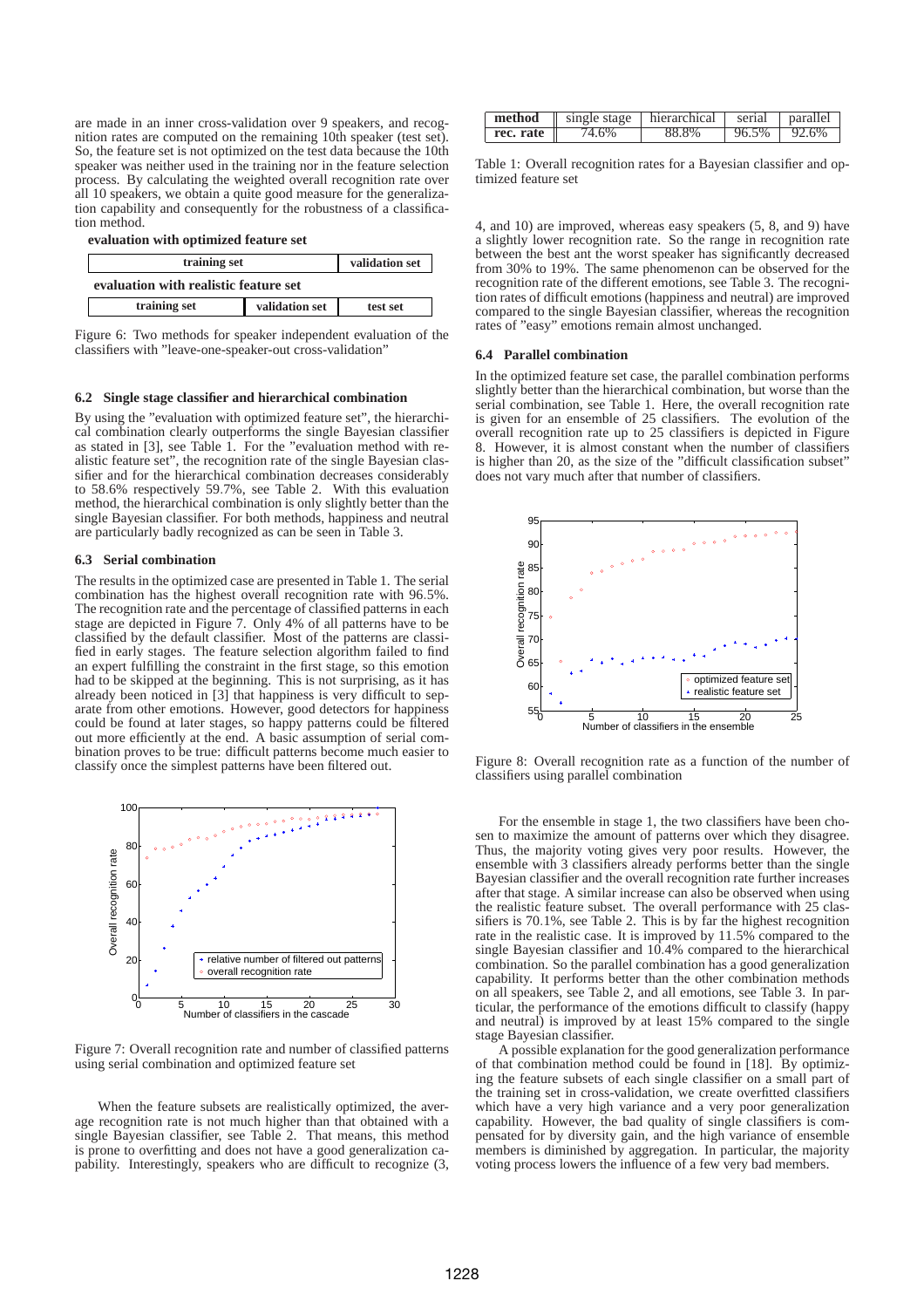are made in an inner cross-validation over 9 speakers, and recognition rates are computed on the remaining 10th speaker (test set). So, the feature set is not optimized on the test data because the 10th speaker was neither used in the training nor in the feature selection process. By calculating the weighted overall recognition rate over all 10 speakers, we obtain a quite good measure for the generalization capability and consequently for the robustness of a classification method.

**evaluation with optimized feature set**

| training set | validation set |
|---|---|

**evaluation with realistic feature set**

| training set | validation set | test set |
|---|---|---|

Figure 6: Two methods for speaker independent evaluation of the classifiers with "leave-one-speaker-out cross-validation"

### 6.2 Single stage classifier and hierarchical combination

By using the "evaluation with optimized feature set", the hierarchical combination clearly outperforms the single Bayesian classifier as stated in [3], see Table 1. For the "evaluation method with realistic feature set", the recognition rate of the single Bayesian classifier and for the hierarchical combination decreases considerably to 58.6% respectively 59.7%, see Table 2. With this evaluation method, the hierarchical combination is only slightly better than the single Bayesian classifier. For both methods, happiness and neutral are particularly badly recognized as can be seen in Table 3.

### 6.3 Serial combination

The results in the optimized case are presented in Table 1. The serial combination has the highest overall recognition rate with 96.5%. The recognition rate and the percentage of classified patterns in each stage are depicted in Figure 7. Only 4% of all patterns have to be classified by the default classifier. Most of the patterns are classified in early stages. The feature selection algorithm failed to find an expert fulfilling the constraint in the first stage, so this emotion had to be skipped at the beginning. This is not surprising, as it has already been noticed in [3] that happiness is very difficult to separate from other emotions. However, good detectors for happiness could be found at later stages, so happy patterns could be filtered out more efficiently at the end. A basic assumption of serial combination proves to be true: difficult patterns become much easier to classify once the simplest patterns have been filtered out.

Overall recognition rate
Number of classifiers in the cascade
0 5 10 15 20 25 30
0 20 40 60 80 100
relative number of filtered out patterns
overall recognition rate

Figure 7: Overall recognition rate and number of classified patterns using serial combination and optimized feature set

When the feature subsets are realistically optimized, the average recognition rate is not much higher than that obtained with a single Bayesian classifier, see Table 2. That means, this method is prone to overfitting and does not have a good generalization capability. Interestingly, speakers who are difficult to recognize (3, 4, and 10) are improved, whereas easy speakers (5, 8, and 9) have a slightly lower recognition rate. So the range in recognition rate between the best ant the worst speaker has significantly decreased from 30% to 19%. The same phenomenon can be observed for the recognition rate of the different emotions, see Table 3. The recognition rates of difficult emotions (happiness and neutral) are improved compared to the single Bayesian classifier, whereas the recognition rates of "easy" emotions remain almost unchanged.

| method | single stage | hierarchical | serial | parallel |
|---|---|---|---|---|
| rec. rate | 74.6% | 88.8% | 96.5% | 92.6% |

Table 1: Overall recognition rates for a Bayesian classifier and optimized feature set

### 6.4 Parallel combination

In the optimized feature set case, the parallel combination performs slightly better than the hierarchical combination, but worse than the serial combination, see Table 1. Here, the overall recognition rate is given for an ensemble of 25 classifiers. The evolution of the overall recognition rate up to 25 classifiers is depicted in Figure 8. However, it is almost constant when the number of classifiers is higher than 20, as the size of the "difficult classification subset" does not vary much after that number of classifiers.

Overall recognition rate
Number of classifiers in the ensemble
0 5 10 15 20 25
55 60 65 70 75 80 85 90 95
optimized feature set
realistic feature set

Figure 8: Overall recognition rate as a function of the number of classifiers using parallel combination

For the ensemble in stage 1, the two classifiers have been chosen to maximize the amount of patterns over which they disagree. Thus, the majority voting gives very poor results. However, the ensemble with 3 classifiers already performs better than the single Bayesian classifier and the overall recognition rate further increases after that stage. A similar increase can also be observed when using the realistic feature subset. The overall performance with 25 classifiers is 70.1%, see Table 2. This is by far the highest recognition rate in the realistic case. It is improved by 11.5% compared to the single Bayesian classifier and 10.4% compared to the hierarchical combination. So the parallel combination has a good generalization capability. It performs better than the other combination methods on all speakers, see Table 2, and all emotions, see Table 3. In particular, the performance of the emotions difficult to classify (happy and neutral) is improved by at least 15% compared to the single stage Bayesian classifier.

A possible explanation for the good generalization performance of that combination method could be found in [18]. By optimizing the feature subsets of each single classifier on a small part of the training set in cross-validation, we create overfitted classifiers which have a very high variance and a very poor generalization capability. However, the bad quality of single classifiers is compensated for by diversity gain, and the high variance of ensemble members is diminished by aggregation. In particular, the majority voting process lowers the influence of a few very bad members.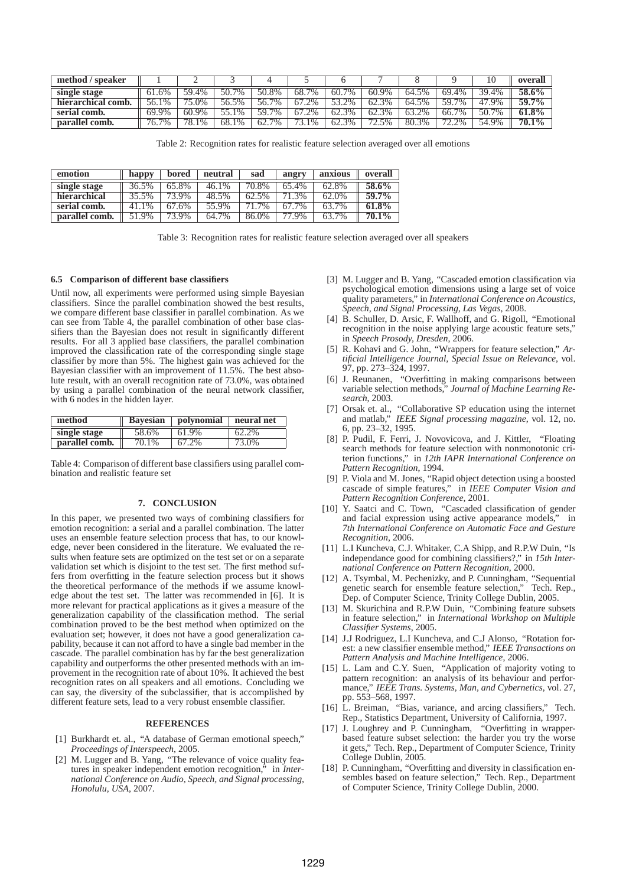| method / speaker | 1 | 2 | 3 | 4 | 5 | 6 | 7 | 8 | 9 | 10 | overall |
|---|---|---|---|---|---|---|---|---|---|---|---|
| **single stage** | 61.6% | 59.4% | 50.7% | 50.8% | 68.7% | 60.7% | 60.9% | 64.5% | 69.4% | 39.4% | **58.6%** |
| **hierarchical comb.** | 56.1% | 75.0% | 56.5% | 56.7% | 67.2% | 53.2% | 62.3% | 64.5% | 59.7% | 47.9% | **59.7%** |
| **serial comb.** | 69.9% | 60.9% | 55.1% | 59.7% | 67.2% | 62.3% | 62.3% | 63.2% | 66.7% | 50.7% | **61.8%** |
| **parallel comb.** | 76.7% | 78.1% | 68.1% | 62.7% | 73.1% | 62.3% | 72.5% | 80.3% | 72.2% | 54.9% | **70.1%** |

Table 2: Recognition rates for realistic feature selection averaged over all emotions

| emotion | happy | bored | neutral | sad | angry | anxious | overall |
|---|---|---|---|---|---|---|---|
| **single stage** | 36.5% | 65.8% | 46.1% | 70.8% | 65.4% | 62.8% | **58.6%** |
| **hierarchical** | 35.5% | 73.9% | 48.5% | 62.5% | 71.3% | 62.0% | **59.7%** |
| **serial comb.** | 41.1% | 67.6% | 55.9% | 71.7% | 67.7% | 63.7% | **61.8%** |
| **parallel comb.** | 51.9% | 73.9% | 64.7% | 86.0% | 77.9% | 63.7% | **70.1%** |

Table 3: Recognition rates for realistic feature selection averaged over all speakers

### 6.5 Comparison of different base classifiers

Until now, all experiments were performed using simple Bayesian classifiers. Since the parallel combination showed the best results, we compare different base classifier in parallel combination. As we can see from Table 4, the parallel combination of other base classifiers than the Bayesian does not result in significantly different results. For all 3 applied base classifiers, the parallel combination improved the classification rate of the corresponding single stage classifier by more than 5%. The highest gain was achieved for the Bayesian classifier with an improvement of 11.5%. The best absolute result, with an overall recognition rate of 73.0%, was obtained by using a parallel combination of the neural network classifier, with 6 nodes in the hidden layer.

| method | Bayesian | polynomial | neural net |
|---|---|---|---|
| **single stage** | 58.6% | 61.9% | 62.2% |
| **parallel comb.** | 70.1% | 67.2% | 73.0% |

Table 4: Comparison of different base classifiers using parallel combination and realistic feature set

## 7. CONCLUSION

In this paper, we presented two ways of combining classifiers for emotion recognition: a serial and a parallel combination. The latter uses an ensemble feature selection process that has, to our knowledge, never been considered in the literature. We evaluated the results when feature sets are optimized on the test set or on a separate validation set which is disjoint to the test set. The first method suffers from overfitting in the feature selection process but it shows the theoretical performance of the methods if we assume knowledge about the test set. The latter was recommended in [6]. It is more relevant for practical applications as it gives a measure of the generalization capability of the classification method. The serial combination proved to be the best method when optimized on the evaluation set; however, it does not have a good generalization capability, because it can not afford to have a single bad member in the cascade. The parallel combination has by far the best generalization capability and outperforms the other presented methods with an improvement in the recognition rate of about 10%. It achieved the best recognition rates on all speakers and all emotions. Concluding we can say, the diversity of the subclassifier, that is accomplished by different feature sets, lead to a very robust ensemble classifier.

## REFERENCES

[1] Burkhardt et. al., "A database of German emotional speech," *Proceedings of Interspeech*, 2005.

[2] M. Lugger and B. Yang, "The relevance of voice quality features in speaker independent emotion recognition," in *International Conference on Audio, Speech, and Signal processing, Honolulu, USA*, 2007.

[3] M. Lugger and B. Yang, "Cascaded emotion classification via psychological emotion dimensions using a large set of voice quality parameters," in *International Conference on Acoustics, Speech, and Signal Processing, Las Vegas*, 2008.

[4] B. Schuller, D. Arsic, F. Wallhoff, and G. Rigoll, "Emotional recognition in the noise applying large acoustic feature sets," in *Speech Prosody, Dresden*, 2006.

[5] R. Kohavi and G. John, "Wrappers for feature selection," *Artificial Intelligence Journal, Special Issue on Relevance*, vol. 97, pp. 273–324, 1997.

[6] J. Reunanen, "Overfitting in making comparisons between variable selection methods," *Journal of Machine Learning Research*, 2003.

[7] Orsak et. al., "Collaborative SP education using the internet and matlab," *IEEE Signal processing magazine*, vol. 12, no. 6, pp. 23–32, 1995.

[8] P. Pudil, F. Ferri, J. Novovicova, and J. Kittler, "Floating search methods for feature selection with nonmonotonic criterion functions," in *12th IAPR International Conference on Pattern Recognition*, 1994.

[9] P. Viola and M. Jones, "Rapid object detection using a boosted cascade of simple features," in *IEEE Computer Vision and Pattern Recognition Conference*, 2001.

[10] Y. Saatci and C. Town, "Cascaded classification of gender and facial expression using active appearance models," in *7th International Conference on Automatic Face and Gesture Recognition*, 2006.

[11] L.I Kuncheva, C.J. Whitaker, C.A Shipp, and R.P.W Duin, "Is independance good for combining classifiers?," in *15th International Conference on Pattern Recognition*, 2000.

[12] A. Tsymbal, M. Pechenizky, and P. Cunningham, "Sequential genetic search for ensemble feature selection," Tech. Rep., Dep. of Computer Science, Trinity College Dublin, 2005.

[13] M. Skurichina and R.P.W Duin, "Combining feature subsets in feature selection," in *International Workshop on Multiple Classifier Systems*, 2005.

[14] J.J Rodriguez, L.I Kuncheva, and C.J Alonso, "Rotation forest: a new classifier ensemble method," *IEEE Transactions on Pattern Analysis and Machine Intelligence*, 2006.

[15] L. Lam and C.Y. Suen, "Application of majority voting to pattern recognition: an analysis of its behaviour and performance," *IEEE Trans. Systems, Man, and Cybernetics*, vol. 27, pp. 553–568, 1997.

[16] L. Breiman, "Bias, variance, and arcing classifiers," Tech. Rep., Statistics Department, University of California, 1997.

[17] J. Loughrey and P. Cunningham, "Overfitting in wrapper-based feature subset selection: the harder you try the worse it gets," Tech. Rep., Department of Computer Science, Trinity College Dublin, 2005.

[18] P. Cunningham, "Overfitting and diversity in classification ensembles based on feature selection," Tech. Rep., Department of Computer Science, Trinity College Dublin, 2000.